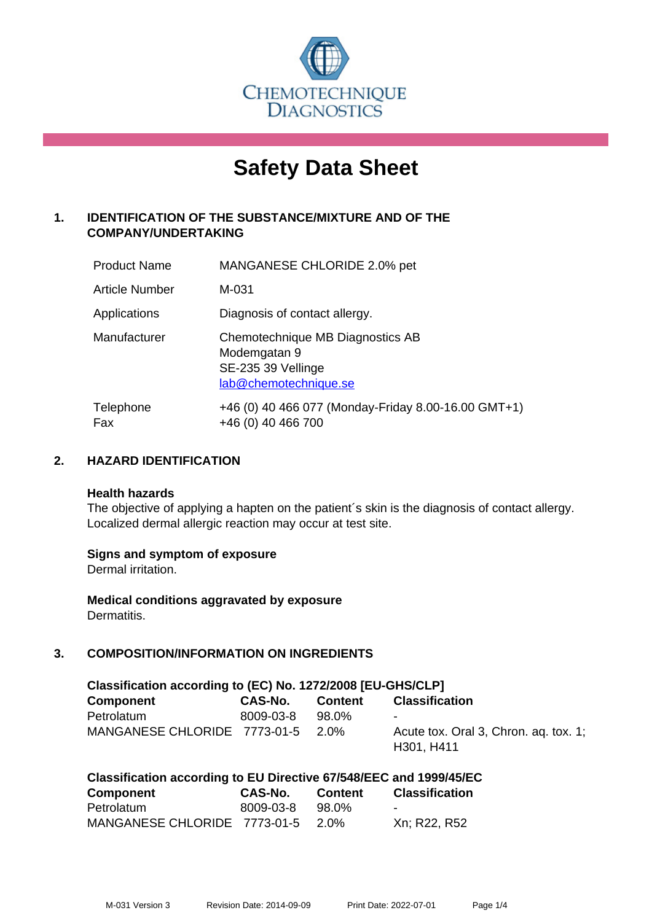CHEMOTECHNIQUE DIAGNOSTICS

# Safety Data Sheet

## 1. IDENTIFICATION OF THE SUBSTANCE/MIXTURE AND OF THE COMPANY/UNDERTAKING

| | |
|---|---|
| Product Name | MANGANESE CHLORIDE 2.0% pet |
| Article Number | M-031 |
| Applications | Diagnosis of contact allergy. |
| Manufacturer | Chemotechnique MB Diagnostics AB<br>Modemgatan 9<br>SE-235 39 Vellinge<br>lab@chemotechnique.se |
| Telephone<br>Fax | +46 (0) 40 466 077 (Monday-Friday 8.00-16.00 GMT+1)<br>+46 (0) 40 466 700 |

## 2. HAZARD IDENTIFICATION

**Health hazards**

The objective of applying a hapten on the patient´s skin is the diagnosis of contact allergy. Localized dermal allergic reaction may occur at test site.

**Signs and symptom of exposure**

Dermal irritation.

**Medical conditions aggravated by exposure**

Dermatitis.

## 3. COMPOSITION/INFORMATION ON INGREDIENTS

**Classification according to (EC) No. 1272/2008 [EU-GHS/CLP]**

| Component | CAS-No. | Content | Classification |
|---|---|---|---|
| Petrolatum | 8009-03-8 | 98.0% | - |
| MANGANESE CHLORIDE | 7773-01-5 | 2.0% | Acute tox. Oral 3, Chron. aq. tox. 1; H301, H411 |

**Classification according to EU Directive 67/548/EEC and 1999/45/EC**

| Component | CAS-No. | Content | Classification |
|---|---|---|---|
| Petrolatum | 8009-03-8 | 98.0% | - |
| MANGANESE CHLORIDE | 7773-01-5 | 2.0% | Xn; R22, R52 |

M-031 Version 3 Revision Date: 2014-09-09 Print Date: 2022-07-01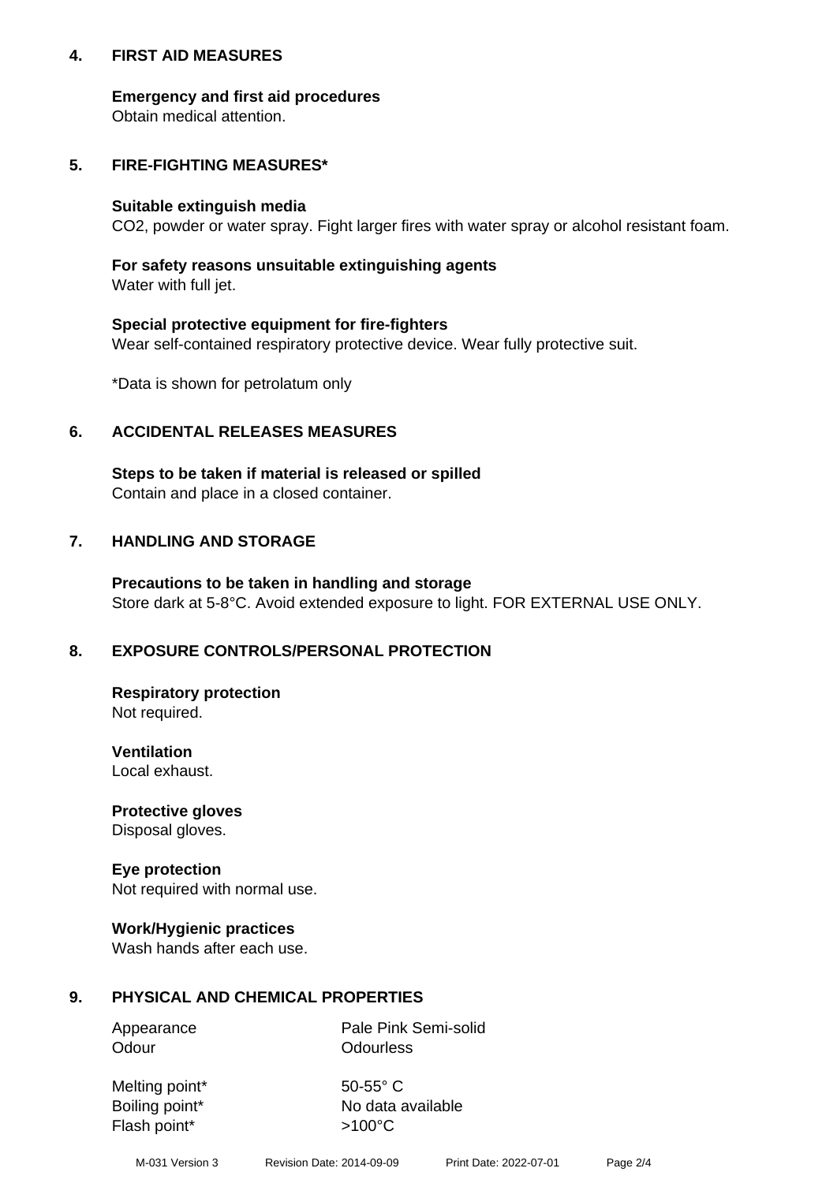## 4. FIRST AID MEASURES

**Emergency and first aid procedures**
Obtain medical attention.

## 5. FIRE-FIGHTING MEASURES*

**Suitable extinguish media**
$CO_2$, powder or water spray. Fight larger fires with water spray or alcohol resistant foam.

**For safety reasons unsuitable extinguishing agents**
Water with full jet.

**Special protective equipment for fire-fighters**
Wear self-contained respiratory protective device. Wear fully protective suit.

*Data is shown for petrolatum only

## 6. ACCIDENTAL RELEASES MEASURES

**Steps to be taken if material is released or spilled**
Contain and place in a closed container.

## 7. HANDLING AND STORAGE

**Precautions to be taken in handling and storage**
Store dark at 5-8°C. Avoid extended exposure to light. FOR EXTERNAL USE ONLY.

## 8. EXPOSURE CONTROLS/PERSONAL PROTECTION

**Respiratory protection**
Not required.

**Ventilation**
Local exhaust.

**Protective gloves**
Disposal gloves.

**Eye protection**
Not required with normal use.

**Work/Hygienic practices**
Wash hands after each use.

## 9. PHYSICAL AND CHEMICAL PROPERTIES

| | |
|---|---|
| Appearance | Pale Pink Semi-solid |
| Odour | Odourless |
| Melting point* | 50-55° C |
| Boiling point* | No data available |
| Flash point* | >100°C |

M-031 Version 3 Revision Date: 2014-09-09 Print Date: 2022-07-01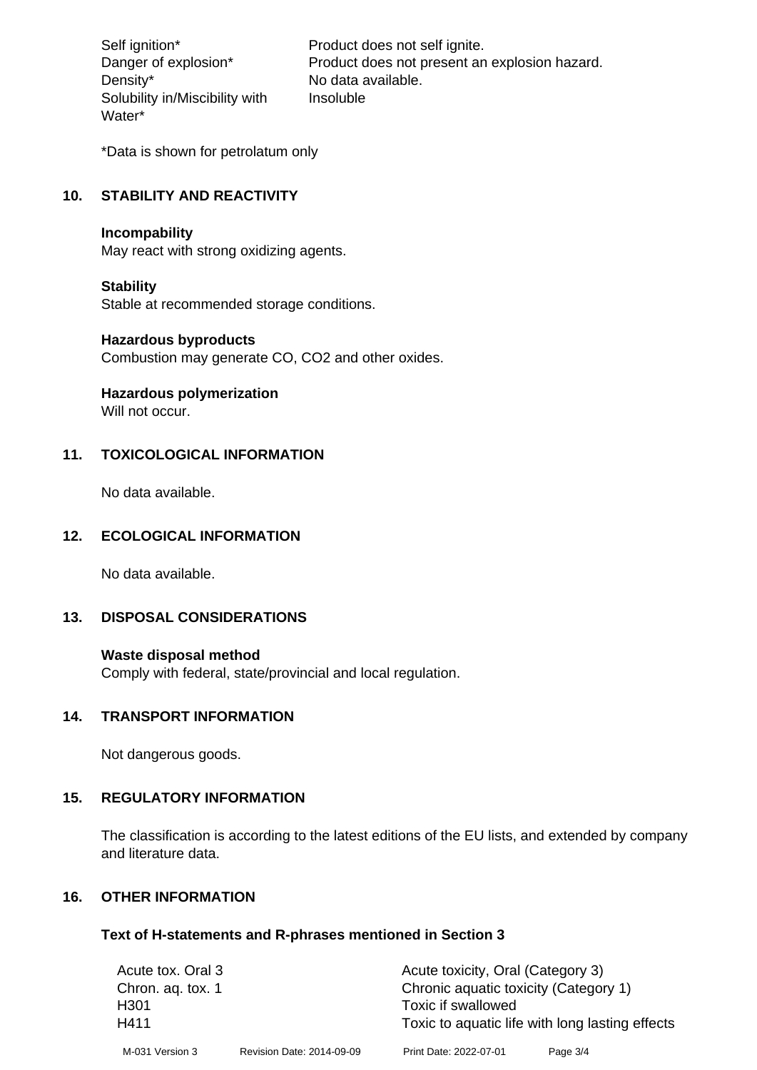| | |
|---|---|
| Self ignition* | Product does not self ignite. |
| Danger of explosion* | Product does not present an explosion hazard. |
| Density* | No data available. |
| Solubility in/Miscibility with Water* | Insoluble |

*Data is shown for petrolatum only

## 10. STABILITY AND REACTIVITY

**Incompability**
May react with strong oxidizing agents.

**Stability**
Stable at recommended storage conditions.

**Hazardous byproducts**
Combustion may generate CO, $CO_2$ and other oxides.

**Hazardous polymerization**
Will not occur.

## 11. TOXICOLOGICAL INFORMATION

No data available.

## 12. ECOLOGICAL INFORMATION

No data available.

## 13. DISPOSAL CONSIDERATIONS

**Waste disposal method**
Comply with federal, state/provincial and local regulation.

## 14. TRANSPORT INFORMATION

Not dangerous goods.

## 15. REGULATORY INFORMATION

The classification is according to the latest editions of the EU lists, and extended by company and literature data.

## 16. OTHER INFORMATION

### Text of H-statements and R-phrases mentioned in Section 3

| | |
|---|---|
| Acute tox. Oral 3 | Acute toxicity, Oral (Category 3) |
| Chron. aq. tox. 1 | Chronic aquatic toxicity (Category 1) |
| H301 | Toxic if swallowed |
| H411 | Toxic to aquatic life with long lasting effects |

M-031 Version 3 Revision Date: 2014-09-09 Print Date: 2022-07-01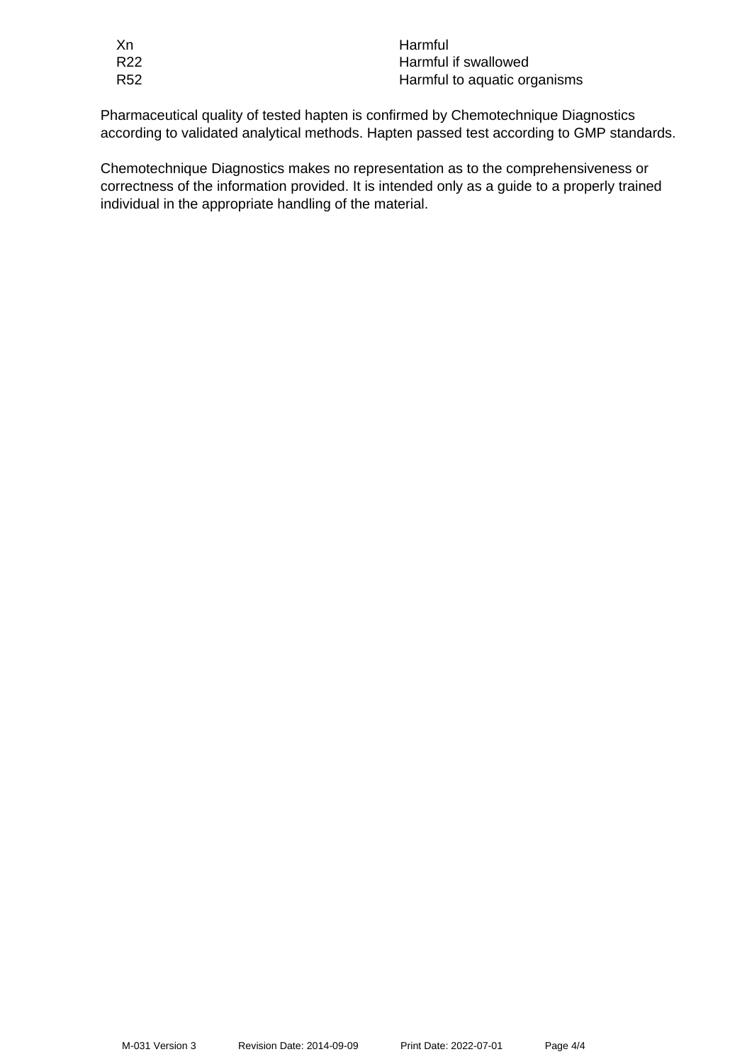| | |
|---|---|
| Xn | Harmful |
| R22 | Harmful if swallowed |
| R52 | Harmful to aquatic organisms |

Pharmaceutical quality of tested hapten is confirmed by Chemotechnique Diagnostics according to validated analytical methods. Hapten passed test according to GMP standards.

Chemotechnique Diagnostics makes no representation as to the comprehensiveness or correctness of the information provided. It is intended only as a guide to a properly trained individual in the appropriate handling of the material.